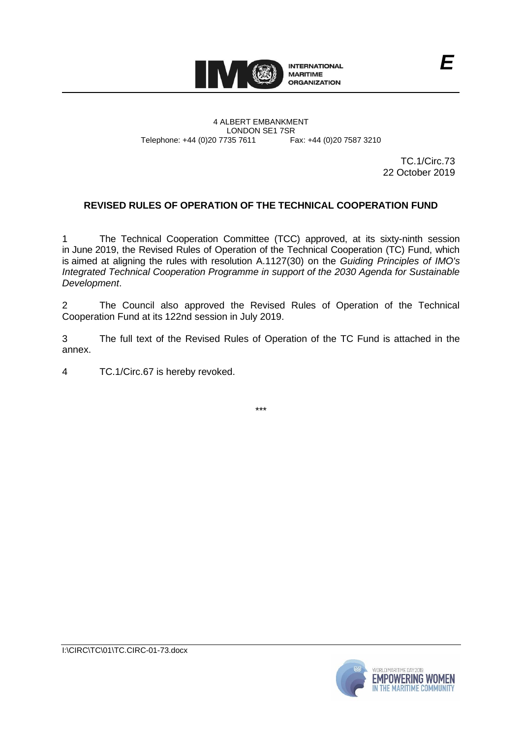4 ALBERT EMBANKMENT
LONDON SE1 7SR
Telephone: +44 (0)20 7735 7611 Fax: +44 (0)20 7587 3210

TC.1/Circ.73
22 October 2019

## REVISED RULES OF OPERATION OF THE TECHNICAL COOPERATION FUND

1 The Technical Cooperation Committee (TCC) approved, at its sixty-ninth session in June 2019, the Revised Rules of Operation of the Technical Cooperation (TC) Fund, which is aimed at aligning the rules with resolution A.1127(30) on the *Guiding Principles of IMO's Integrated Technical Cooperation Programme in support of the 2030 Agenda for Sustainable Development*.

2 The Council also approved the Revised Rules of Operation of the Technical Cooperation Fund at its 122nd session in July 2019.

3 The full text of the Revised Rules of Operation of the TC Fund is attached in the annex.

4 TC.1/Circ.67 is hereby revoked.

\*\*\*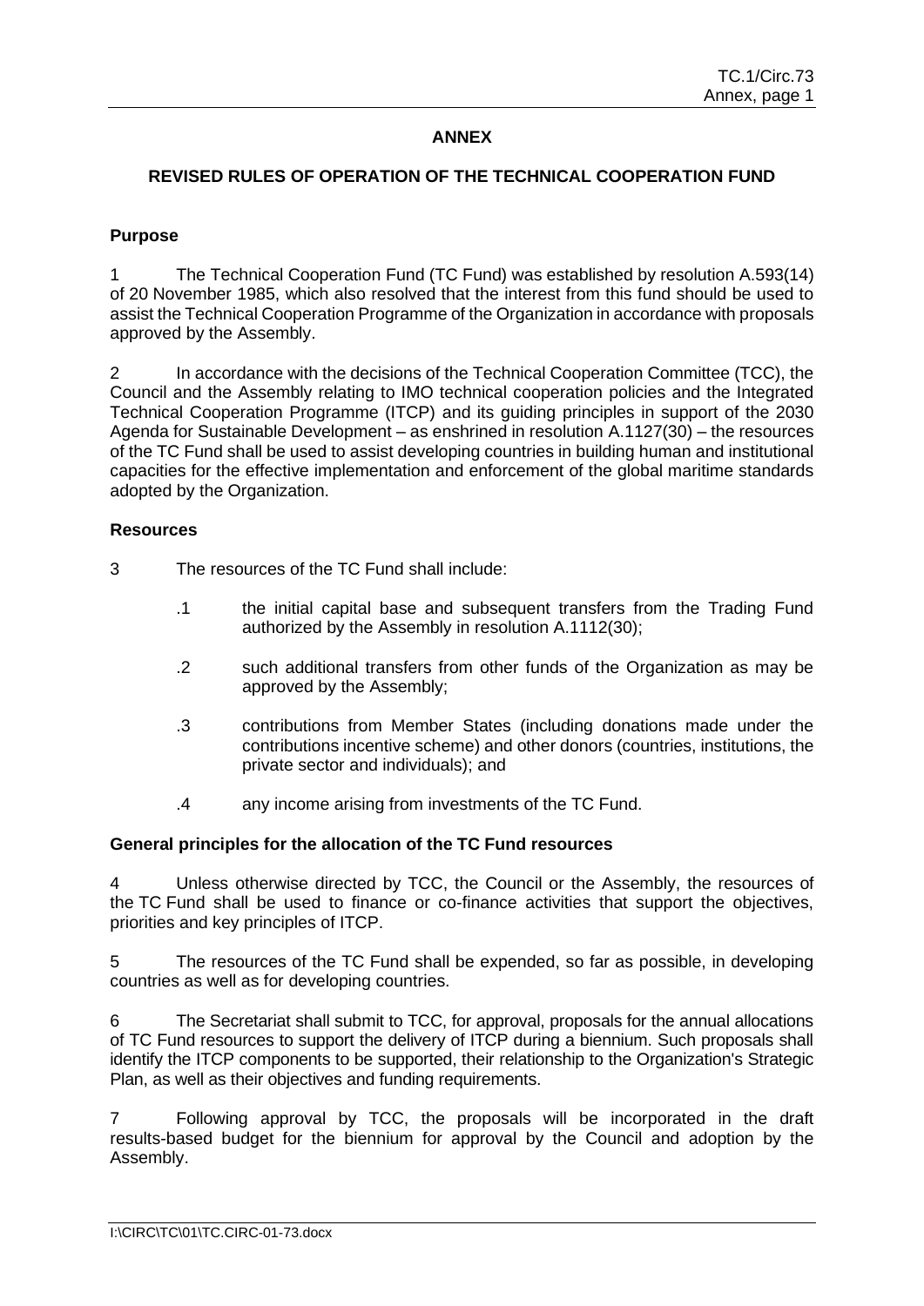# ANNEX

## REVISED RULES OF OPERATION OF THE TECHNICAL COOPERATION FUND

### Purpose

1 The Technical Cooperation Fund (TC Fund) was established by resolution A.593(14) of 20 November 1985, which also resolved that the interest from this fund should be used to assist the Technical Cooperation Programme of the Organization in accordance with proposals approved by the Assembly.

2 In accordance with the decisions of the Technical Cooperation Committee (TCC), the Council and the Assembly relating to IMO technical cooperation policies and the Integrated Technical Cooperation Programme (ITCP) and its guiding principles in support of the 2030 Agenda for Sustainable Development – as enshrined in resolution A.1127(30) – the resources of the TC Fund shall be used to assist developing countries in building human and institutional capacities for the effective implementation and enforcement of the global maritime standards adopted by the Organization.

### Resources

3 The resources of the TC Fund shall include:

- .1 the initial capital base and subsequent transfers from the Trading Fund authorized by the Assembly in resolution A.1112(30);
- .2 such additional transfers from other funds of the Organization as may be approved by the Assembly;
- .3 contributions from Member States (including donations made under the contributions incentive scheme) and other donors (countries, institutions, the private sector and individuals); and
- .4 any income arising from investments of the TC Fund.

### General principles for the allocation of the TC Fund resources

4 Unless otherwise directed by TCC, the Council or the Assembly, the resources of the TC Fund shall be used to finance or co-finance activities that support the objectives, priorities and key principles of ITCP.

5 The resources of the TC Fund shall be expended, so far as possible, in developing countries as well as for developing countries.

6 The Secretariat shall submit to TCC, for approval, proposals for the annual allocations of TC Fund resources to support the delivery of ITCP during a biennium. Such proposals shall identify the ITCP components to be supported, their relationship to the Organization's Strategic Plan, as well as their objectives and funding requirements.

7 Following approval by TCC, the proposals will be incorporated in the draft results-based budget for the biennium for approval by the Council and adoption by the Assembly.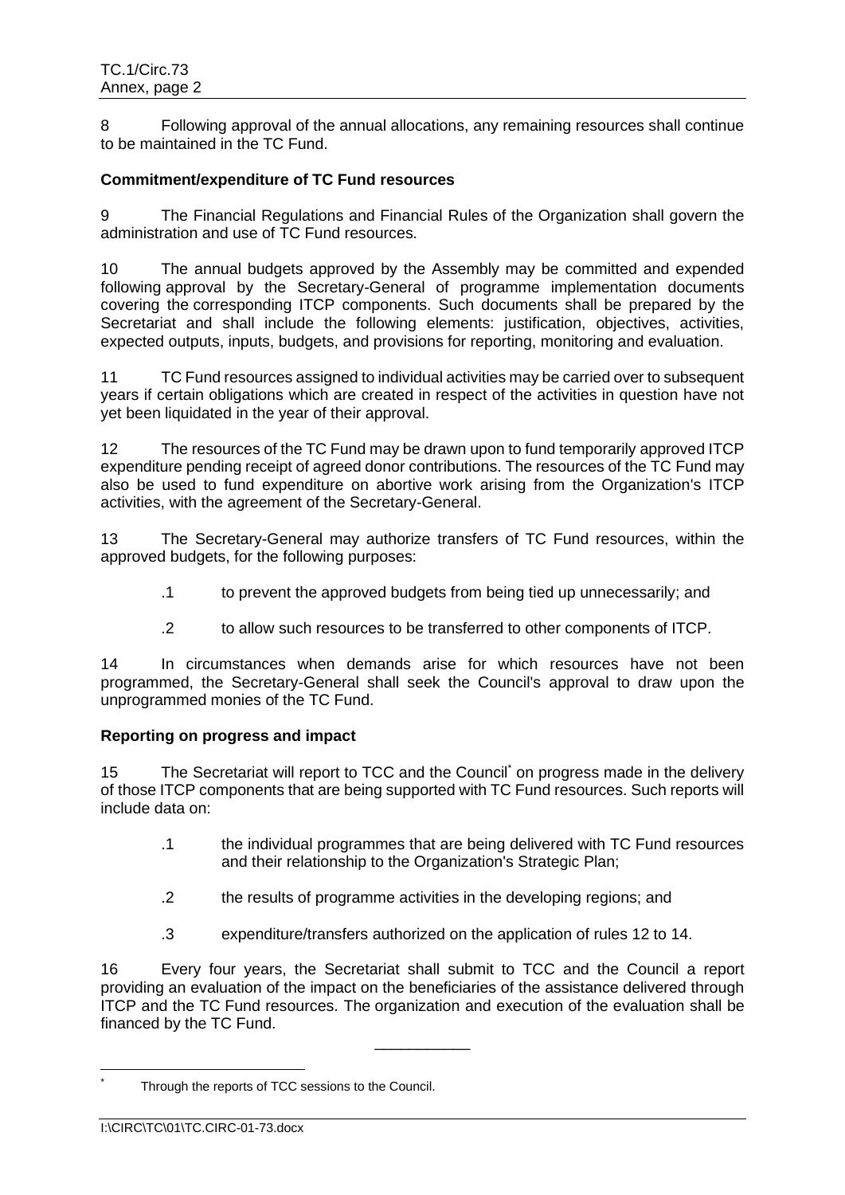8 Following approval of the annual allocations, any remaining resources shall continue to be maintained in the TC Fund.

**Commitment/expenditure of TC Fund resources**

9 The Financial Regulations and Financial Rules of the Organization shall govern the administration and use of TC Fund resources.

10 The annual budgets approved by the Assembly may be committed and expended following approval by the Secretary-General of programme implementation documents covering the corresponding ITCP components. Such documents shall be prepared by the Secretariat and shall include the following elements: justification, objectives, activities, expected outputs, inputs, budgets, and provisions for reporting, monitoring and evaluation.

11 TC Fund resources assigned to individual activities may be carried over to subsequent years if certain obligations which are created in respect of the activities in question have not yet been liquidated in the year of their approval.

12 The resources of the TC Fund may be drawn upon to fund temporarily approved ITCP expenditure pending receipt of agreed donor contributions. The resources of the TC Fund may also be used to fund expenditure on abortive work arising from the Organization's ITCP activities, with the agreement of the Secretary-General.

13 The Secretary-General may authorize transfers of TC Fund resources, within the approved budgets, for the following purposes:

.1 to prevent the approved budgets from being tied up unnecessarily; and

.2 to allow such resources to be transferred to other components of ITCP.

14 In circumstances when demands arise for which resources have not been programmed, the Secretary-General shall seek the Council's approval to draw upon the unprogrammed monies of the TC Fund.

**Reporting on progress and impact**

15 The Secretariat will report to TCC and the Council* on progress made in the delivery of those ITCP components that are being supported with TC Fund resources. Such reports will include data on:

.1 the individual programmes that are being delivered with TC Fund resources and their relationship to the Organization's Strategic Plan;

.2 the results of programme activities in the developing regions; and

.3 expenditure/transfers authorized on the application of rules 12 to 14.

16 Every four years, the Secretariat shall submit to TCC and the Council a report providing an evaluation of the impact on the beneficiaries of the assistance delivered through ITCP and the TC Fund resources. The organization and execution of the evaluation shall be financed by the TC Fund.

___________

\* Through the reports of TCC sessions to the Council.